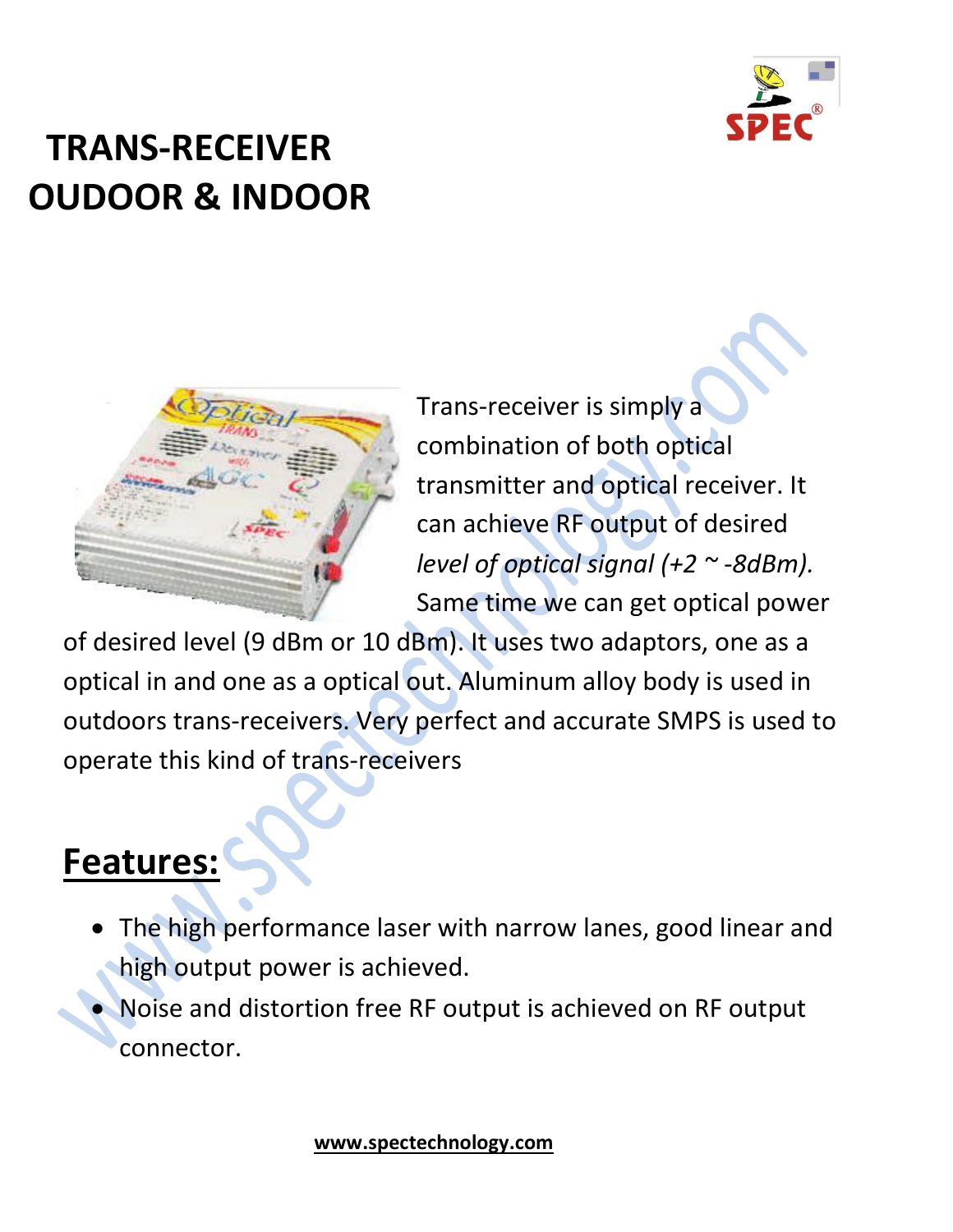# TRANS-RECEIVER OUDOOR & INDOOR

Trans-receiver is simply a combination of both optical transmitter and optical receiver. It can achieve RF output of desired *level of optical signal (+2 ~ -8dBm).* Same time we can get optical power of desired level (9 dBm or 10 dBm). It uses two adaptors, one as a optical in and one as a optical out. Aluminum alloy body is used in outdoors trans-receivers. Very perfect and accurate SMPS is used to operate this kind of trans-receivers

## Features:

- The high performance laser with narrow lanes, good linear and high output power is achieved.
- Noise and distortion free RF output is achieved on RF output connector.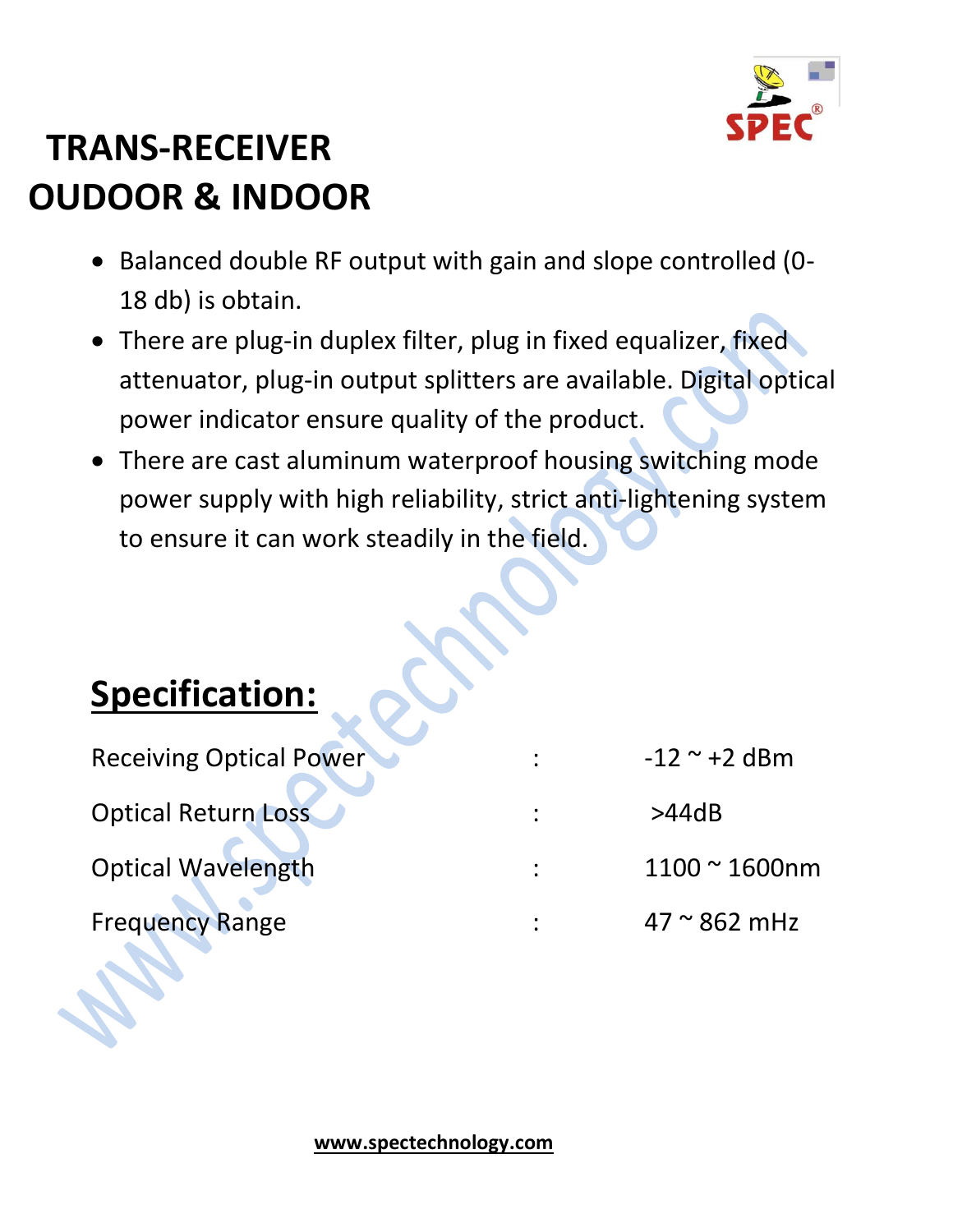# TRANS-RECEIVER
# OUDOOR & INDOOR

- Balanced double RF output with gain and slope controlled (0-18 db) is obtain.
- There are plug-in duplex filter, plug in fixed equalizer, fixed attenuator, plug-in output splitters are available. Digital optical power indicator ensure quality of the product.
- There are cast aluminum waterproof housing switching mode power supply with high reliability, strict anti-lightening system to ensure it can work steadily in the field.

## Specification:

| | | |
|---|---|---|
| Receiving Optical Power | : | -12 ~ +2 dBm |
| Optical Return Loss | : | >44dB |
| Optical Wavelength | : | 1100 ~ 1600nm |
| Frequency Range | : | 47 ~ 862 mHz |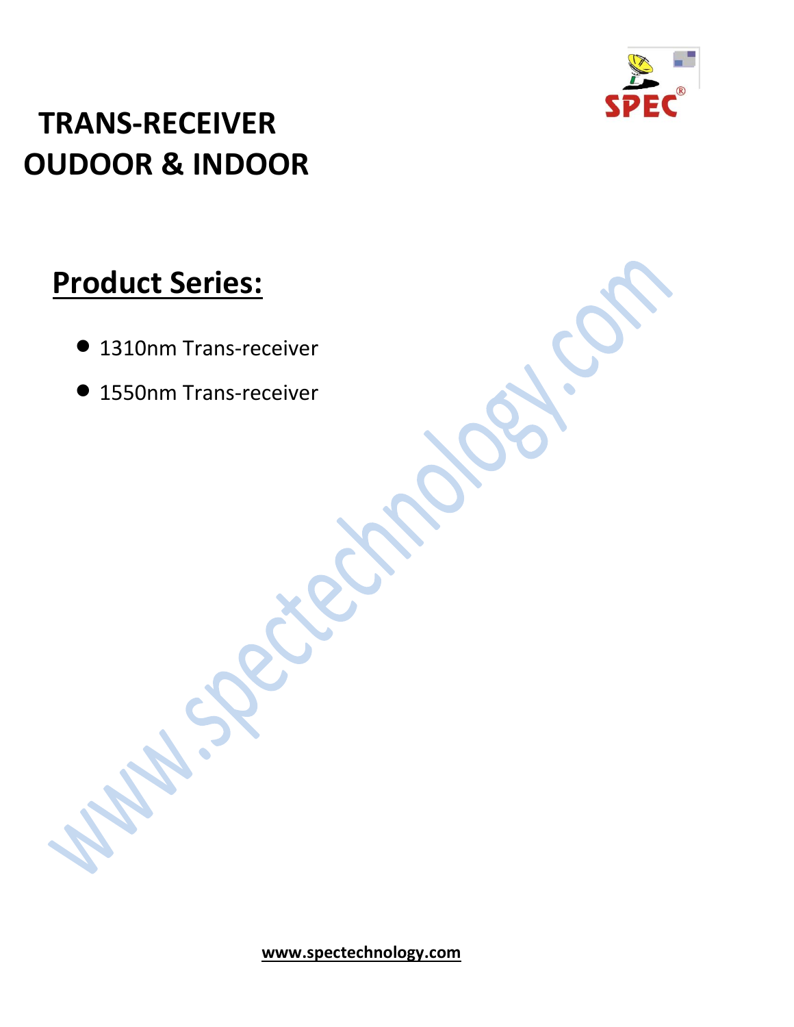# TRANS-RECEIVER OUDOOR & INDOOR

## Product Series:

- 1310nm Trans-receiver
- 1550nm Trans-receiver

www.spectechnology.com